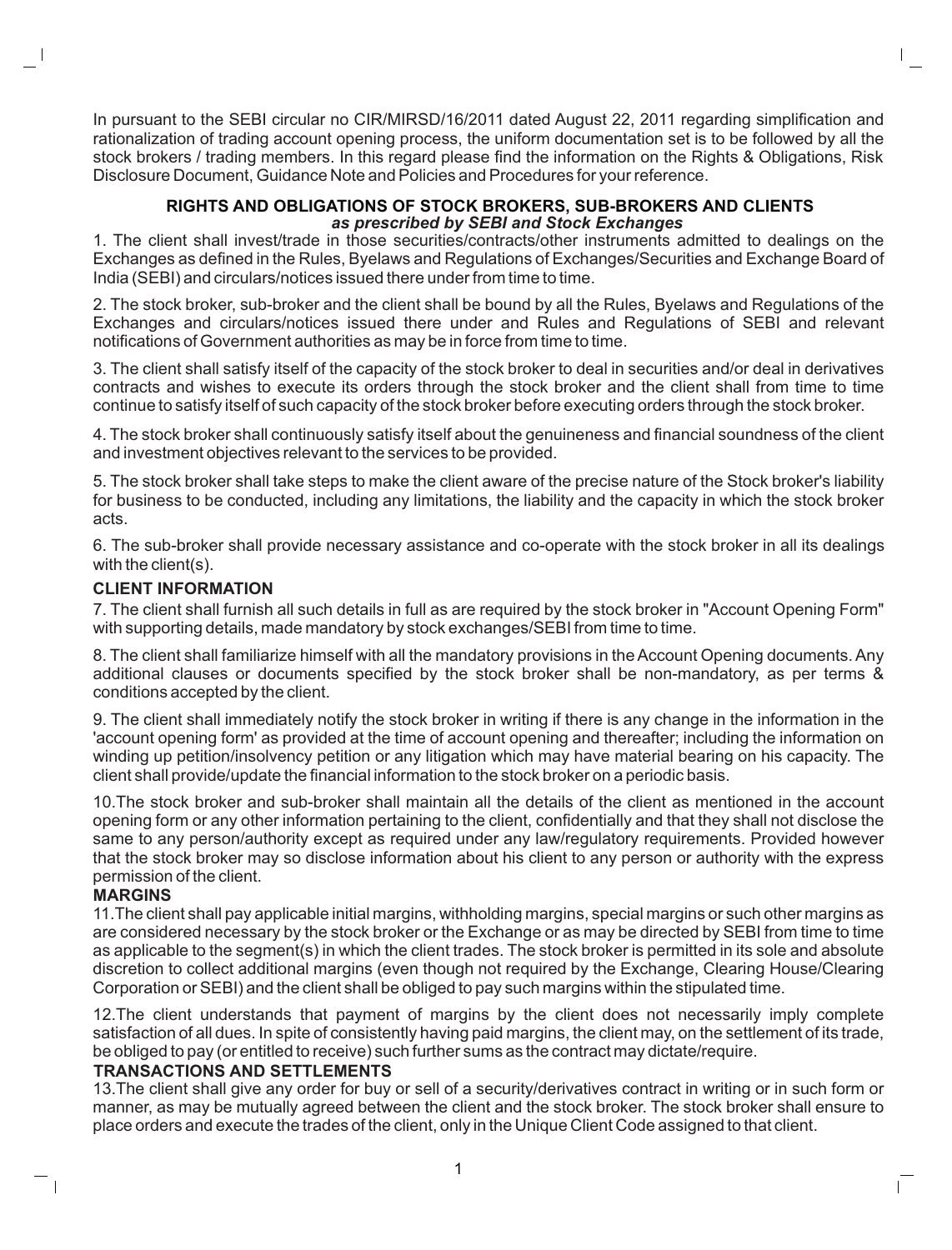In pursuant to the SEBI circular no CIR/MIRSD/16/2011 dated August 22, 2011 regarding simplification and rationalization of trading account opening process, the uniform documentation set is to be followed by all the stock brokers / trading members. In this regard please find the information on the Rights & Obligations, Risk Disclosure Document, Guidance Note and Policies and Procedures for your reference.

## RIGHTS AND OBLIGATIONS OF STOCK BROKERS, SUB-BROKERS AND CLIENTS
***as prescribed by SEBI and Stock Exchanges***

1. The client shall invest/trade in those securities/contracts/other instruments admitted to dealings on the Exchanges as defined in the Rules, Byelaws and Regulations of Exchanges/Securities and Exchange Board of India (SEBI) and circulars/notices issued there under from time to time.

2. The stock broker, sub-broker and the client shall be bound by all the Rules, Byelaws and Regulations of the Exchanges and circulars/notices issued there under and Rules and Regulations of SEBI and relevant notifications of Government authorities as may be in force from time to time.

3. The client shall satisfy itself of the capacity of the stock broker to deal in securities and/or deal in derivatives contracts and wishes to execute its orders through the stock broker and the client shall from time to time continue to satisfy itself of such capacity of the stock broker before executing orders through the stock broker.

4. The stock broker shall continuously satisfy itself about the genuineness and financial soundness of the client and investment objectives relevant to the services to be provided.

5. The stock broker shall take steps to make the client aware of the precise nature of the Stock broker's liability for business to be conducted, including any limitations, the liability and the capacity in which the stock broker acts.

6. The sub-broker shall provide necessary assistance and co-operate with the stock broker in all its dealings with the client(s).

### CLIENT INFORMATION

7. The client shall furnish all such details in full as are required by the stock broker in "Account Opening Form" with supporting details, made mandatory by stock exchanges/SEBI from time to time.

8. The client shall familiarize himself with all the mandatory provisions in the Account Opening documents. Any additional clauses or documents specified by the stock broker shall be non-mandatory, as per terms & conditions accepted by the client.

9. The client shall immediately notify the stock broker in writing if there is any change in the information in the 'account opening form' as provided at the time of account opening and thereafter; including the information on winding up petition/insolvency petition or any litigation which may have material bearing on his capacity. The client shall provide/update the financial information to the stock broker on a periodic basis.

10.The stock broker and sub-broker shall maintain all the details of the client as mentioned in the account opening form or any other information pertaining to the client, confidentially and that they shall not disclose the same to any person/authority except as required under any law/regulatory requirements. Provided however that the stock broker may so disclose information about his client to any person or authority with the express permission of the client.

### MARGINS

11.The client shall pay applicable initial margins, withholding margins, special margins or such other margins as are considered necessary by the stock broker or the Exchange or as may be directed by SEBI from time to time as applicable to the segment(s) in which the client trades. The stock broker is permitted in its sole and absolute discretion to collect additional margins (even though not required by the Exchange, Clearing House/Clearing Corporation or SEBI) and the client shall be obliged to pay such margins within the stipulated time.

12.The client understands that payment of margins by the client does not necessarily imply complete satisfaction of all dues. In spite of consistently having paid margins, the client may, on the settlement of its trade, be obliged to pay (or entitled to receive) such further sums as the contract may dictate/require.

### TRANSACTIONS AND SETTLEMENTS

13.The client shall give any order for buy or sell of a security/derivatives contract in writing or in such form or manner, as may be mutually agreed between the client and the stock broker. The stock broker shall ensure to place orders and execute the trades of the client, only in the Unique Client Code assigned to that client.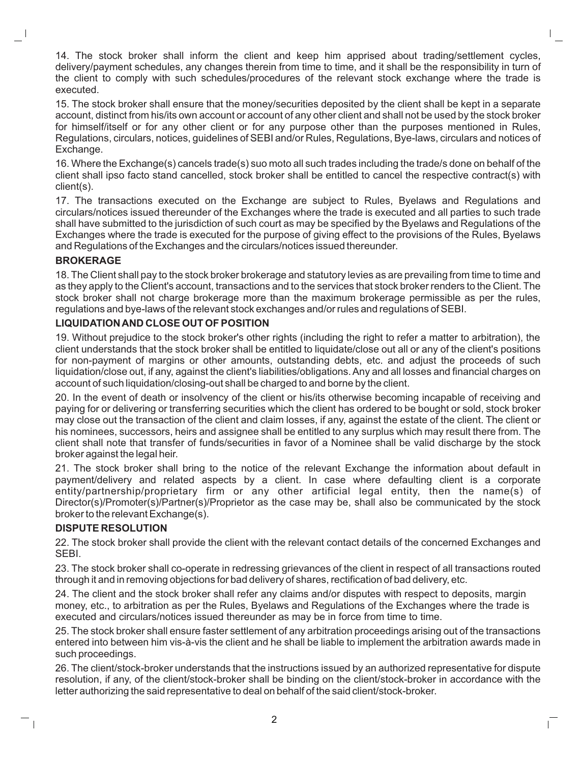14. The stock broker shall inform the client and keep him apprised about trading/settlement cycles, delivery/payment schedules, any changes therein from time to time, and it shall be the responsibility in turn of the client to comply with such schedules/procedures of the relevant stock exchange where the trade is executed.

15. The stock broker shall ensure that the money/securities deposited by the client shall be kept in a separate account, distinct from his/its own account or account of any other client and shall not be used by the stock broker for himself/itself or for any other client or for any purpose other than the purposes mentioned in Rules, Regulations, circulars, notices, guidelines of SEBI and/or Rules, Regulations, Bye-laws, circulars and notices of Exchange.

16. Where the Exchange(s) cancels trade(s) suo moto all such trades including the trade/s done on behalf of the client shall ipso facto stand cancelled, stock broker shall be entitled to cancel the respective contract(s) with client(s).

17. The transactions executed on the Exchange are subject to Rules, Byelaws and Regulations and circulars/notices issued thereunder of the Exchanges where the trade is executed and all parties to such trade shall have submitted to the jurisdiction of such court as may be specified by the Byelaws and Regulations of the Exchanges where the trade is executed for the purpose of giving effect to the provisions of the Rules, Byelaws and Regulations of the Exchanges and the circulars/notices issued thereunder.

**BROKERAGE**

18. The Client shall pay to the stock broker brokerage and statutory levies as are prevailing from time to time and as they apply to the Client's account, transactions and to the services that stock broker renders to the Client. The stock broker shall not charge brokerage more than the maximum brokerage permissible as per the rules, regulations and bye-laws of the relevant stock exchanges and/or rules and regulations of SEBI.

**LIQUIDATION AND CLOSE OUT OF POSITION**

19. Without prejudice to the stock broker's other rights (including the right to refer a matter to arbitration), the client understands that the stock broker shall be entitled to liquidate/close out all or any of the client's positions for non-payment of margins or other amounts, outstanding debts, etc. and adjust the proceeds of such liquidation/close out, if any, against the client's liabilities/obligations. Any and all losses and financial charges on account of such liquidation/closing-out shall be charged to and borne by the client.

20. In the event of death or insolvency of the client or his/its otherwise becoming incapable of receiving and paying for or delivering or transferring securities which the client has ordered to be bought or sold, stock broker may close out the transaction of the client and claim losses, if any, against the estate of the client. The client or his nominees, successors, heirs and assignee shall be entitled to any surplus which may result there from. The client shall note that transfer of funds/securities in favor of a Nominee shall be valid discharge by the stock broker against the legal heir.

21. The stock broker shall bring to the notice of the relevant Exchange the information about default in payment/delivery and related aspects by a client. In case where defaulting client is a corporate entity/partnership/proprietary firm or any other artificial legal entity, then the name(s) of Director(s)/Promoter(s)/Partner(s)/Proprietor as the case may be, shall also be communicated by the stock broker to the relevant Exchange(s).

**DISPUTE RESOLUTION**

22. The stock broker shall provide the client with the relevant contact details of the concerned Exchanges and SEBI.

23. The stock broker shall co-operate in redressing grievances of the client in respect of all transactions routed through it and in removing objections for bad delivery of shares, rectification of bad delivery, etc.

24. The client and the stock broker shall refer any claims and/or disputes with respect to deposits, margin money, etc., to arbitration as per the Rules, Byelaws and Regulations of the Exchanges where the trade is executed and circulars/notices issued thereunder as may be in force from time to time.

25. The stock broker shall ensure faster settlement of any arbitration proceedings arising out of the transactions entered into between him vis-à-vis the client and he shall be liable to implement the arbitration awards made in such proceedings.

26. The client/stock-broker understands that the instructions issued by an authorized representative for dispute resolution, if any, of the client/stock-broker shall be binding on the client/stock-broker in accordance with the letter authorizing the said representative to deal on behalf of the said client/stock-broker.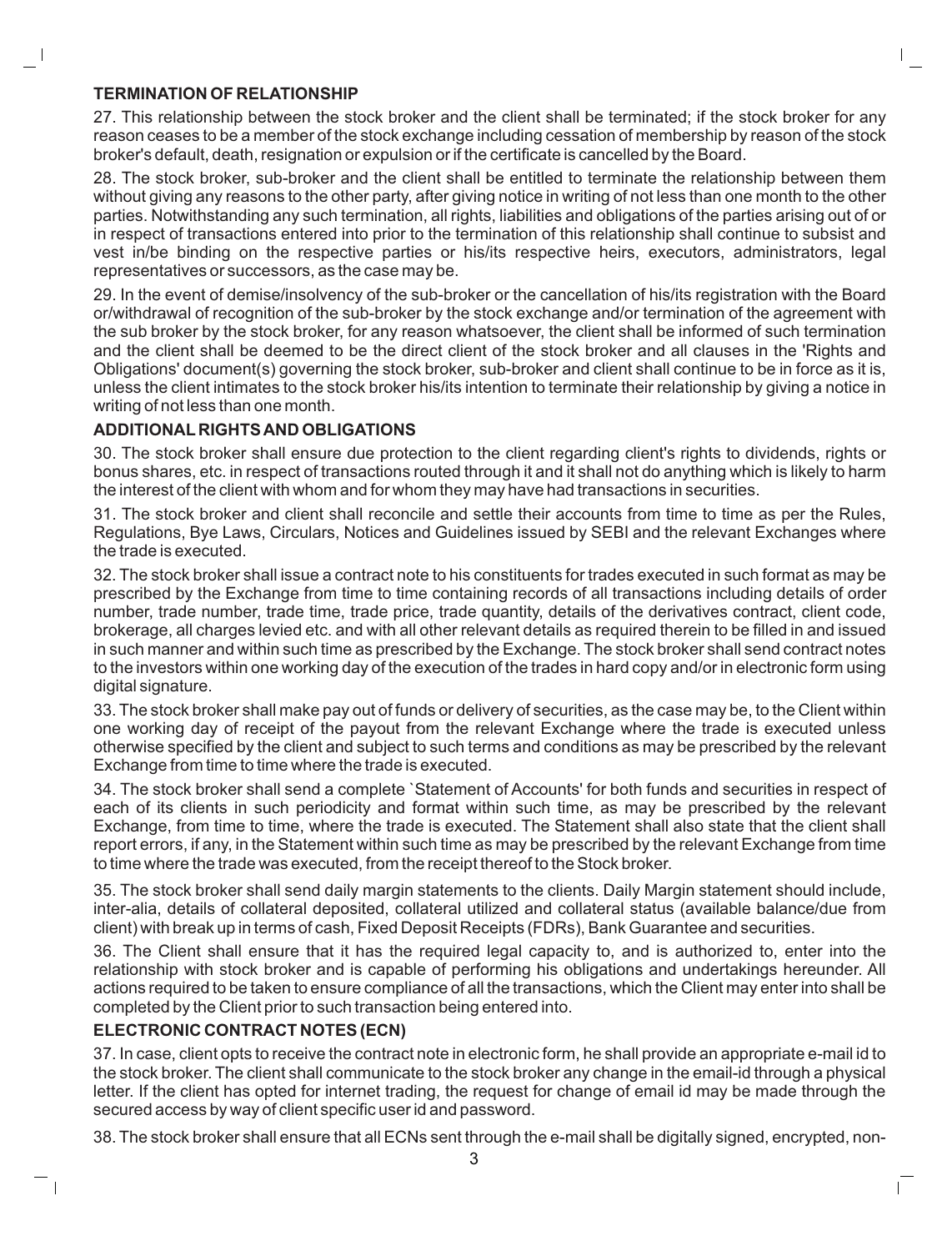## TERMINATION OF RELATIONSHIP

27. This relationship between the stock broker and the client shall be terminated; if the stock broker for any reason ceases to be a member of the stock exchange including cessation of membership by reason of the stock broker's default, death, resignation or expulsion or if the certificate is cancelled by the Board.

28. The stock broker, sub-broker and the client shall be entitled to terminate the relationship between them without giving any reasons to the other party, after giving notice in writing of not less than one month to the other parties. Notwithstanding any such termination, all rights, liabilities and obligations of the parties arising out of or in respect of transactions entered into prior to the termination of this relationship shall continue to subsist and vest in/be binding on the respective parties or his/its respective heirs, executors, administrators, legal representatives or successors, as the case may be.

29. In the event of demise/insolvency of the sub-broker or the cancellation of his/its registration with the Board or/withdrawal of recognition of the sub-broker by the stock exchange and/or termination of the agreement with the sub broker by the stock broker, for any reason whatsoever, the client shall be informed of such termination and the client shall be deemed to be the direct client of the stock broker and all clauses in the 'Rights and Obligations' document(s) governing the stock broker, sub-broker and client shall continue to be in force as it is, unless the client intimates to the stock broker his/its intention to terminate their relationship by giving a notice in writing of not less than one month.

## ADDITIONAL RIGHTS AND OBLIGATIONS

30. The stock broker shall ensure due protection to the client regarding client's rights to dividends, rights or bonus shares, etc. in respect of transactions routed through it and it shall not do anything which is likely to harm the interest of the client with whom and for whom they may have had transactions in securities.

31. The stock broker and client shall reconcile and settle their accounts from time to time as per the Rules, Regulations, Bye Laws, Circulars, Notices and Guidelines issued by SEBI and the relevant Exchanges where the trade is executed.

32. The stock broker shall issue a contract note to his constituents for trades executed in such format as may be prescribed by the Exchange from time to time containing records of all transactions including details of order number, trade number, trade time, trade price, trade quantity, details of the derivatives contract, client code, brokerage, all charges levied etc. and with all other relevant details as required therein to be filled in and issued in such manner and within such time as prescribed by the Exchange. The stock broker shall send contract notes to the investors within one working day of the execution of the trades in hard copy and/or in electronic form using digital signature.

33. The stock broker shall make pay out of funds or delivery of securities, as the case may be, to the Client within one working day of receipt of the payout from the relevant Exchange where the trade is executed unless otherwise specified by the client and subject to such terms and conditions as may be prescribed by the relevant Exchange from time to time where the trade is executed.

34. The stock broker shall send a complete `Statement of Accounts' for both funds and securities in respect of each of its clients in such periodicity and format within such time, as may be prescribed by the relevant Exchange, from time to time, where the trade is executed. The Statement shall also state that the client shall report errors, if any, in the Statement within such time as may be prescribed by the relevant Exchange from time to time where the trade was executed, from the receipt thereof to the Stock broker.

35. The stock broker shall send daily margin statements to the clients. Daily Margin statement should include, inter-alia, details of collateral deposited, collateral utilized and collateral status (available balance/due from client) with break up in terms of cash, Fixed Deposit Receipts (FDRs), Bank Guarantee and securities.

36. The Client shall ensure that it has the required legal capacity to, and is authorized to, enter into the relationship with stock broker and is capable of performing his obligations and undertakings hereunder. All actions required to be taken to ensure compliance of all the transactions, which the Client may enter into shall be completed by the Client prior to such transaction being entered into.

## ELECTRONIC CONTRACT NOTES (ECN)

37. In case, client opts to receive the contract note in electronic form, he shall provide an appropriate e-mail id to the stock broker. The client shall communicate to the stock broker any change in the email-id through a physical letter. If the client has opted for internet trading, the request for change of email id may be made through the secured access by way of client specific user id and password.

38. The stock broker shall ensure that all ECNs sent through the e-mail shall be digitally signed, encrypted, non-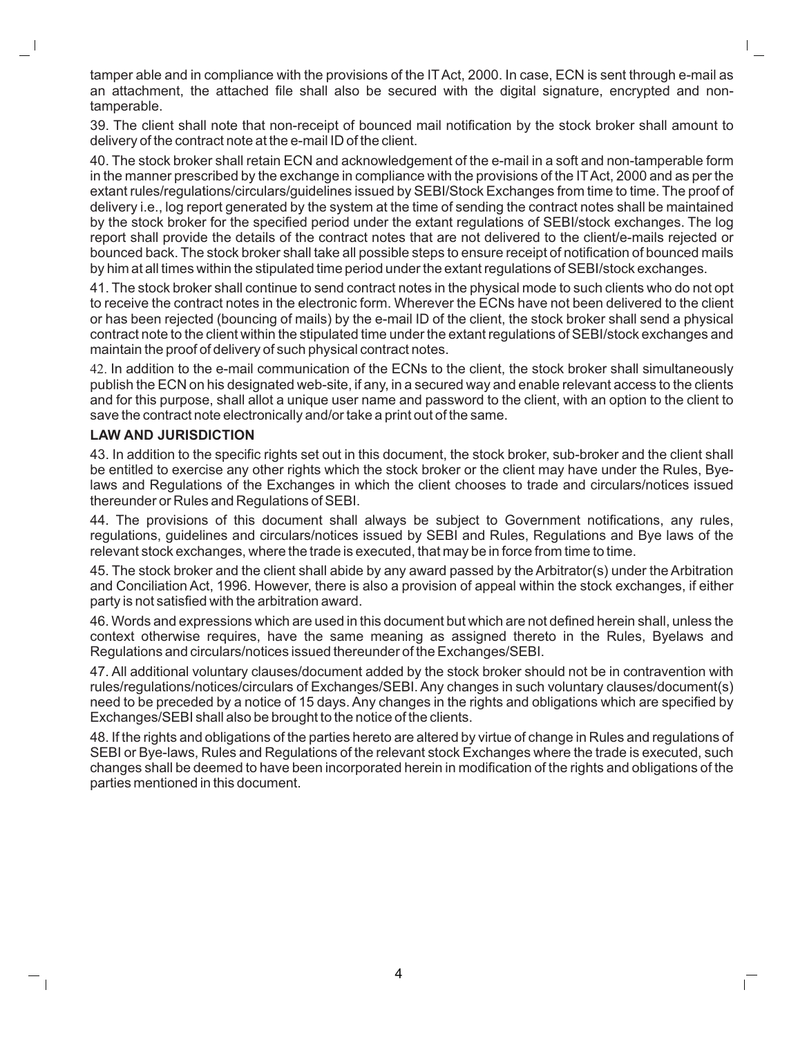tamper able and in compliance with the provisions of the IT Act, 2000. In case, ECN is sent through e-mail as an attachment, the attached file shall also be secured with the digital signature, encrypted and non-tamperable.

39. The client shall note that non-receipt of bounced mail notification by the stock broker shall amount to delivery of the contract note at the e-mail ID of the client.

40. The stock broker shall retain ECN and acknowledgement of the e-mail in a soft and non-tamperable form in the manner prescribed by the exchange in compliance with the provisions of the IT Act, 2000 and as per the extant rules/regulations/circulars/guidelines issued by SEBI/Stock Exchanges from time to time. The proof of delivery i.e., log report generated by the system at the time of sending the contract notes shall be maintained by the stock broker for the specified period under the extant regulations of SEBI/stock exchanges. The log report shall provide the details of the contract notes that are not delivered to the client/e-mails rejected or bounced back. The stock broker shall take all possible steps to ensure receipt of notification of bounced mails by him at all times within the stipulated time period under the extant regulations of SEBI/stock exchanges.

41. The stock broker shall continue to send contract notes in the physical mode to such clients who do not opt to receive the contract notes in the electronic form. Wherever the ECNs have not been delivered to the client or has been rejected (bouncing of mails) by the e-mail ID of the client, the stock broker shall send a physical contract note to the client within the stipulated time under the extant regulations of SEBI/stock exchanges and maintain the proof of delivery of such physical contract notes.

42. In addition to the e-mail communication of the ECNs to the client, the stock broker shall simultaneously publish the ECN on his designated web-site, if any, in a secured way and enable relevant access to the clients and for this purpose, shall allot a unique user name and password to the client, with an option to the client to save the contract note electronically and/or take a print out of the same.

**LAW AND JURISDICTION**

43. In addition to the specific rights set out in this document, the stock broker, sub-broker and the client shall be entitled to exercise any other rights which the stock broker or the client may have under the Rules, Bye-laws and Regulations of the Exchanges in which the client chooses to trade and circulars/notices issued thereunder or Rules and Regulations of SEBI.

44. The provisions of this document shall always be subject to Government notifications, any rules, regulations, guidelines and circulars/notices issued by SEBI and Rules, Regulations and Bye laws of the relevant stock exchanges, where the trade is executed, that may be in force from time to time.

45. The stock broker and the client shall abide by any award passed by the Arbitrator(s) under the Arbitration and Conciliation Act, 1996. However, there is also a provision of appeal within the stock exchanges, if either party is not satisfied with the arbitration award.

46. Words and expressions which are used in this document but which are not defined herein shall, unless the context otherwise requires, have the same meaning as assigned thereto in the Rules, Byelaws and Regulations and circulars/notices issued thereunder of the Exchanges/SEBI.

47. All additional voluntary clauses/document added by the stock broker should not be in contravention with rules/regulations/notices/circulars of Exchanges/SEBI. Any changes in such voluntary clauses/document(s) need to be preceded by a notice of 15 days. Any changes in the rights and obligations which are specified by Exchanges/SEBI shall also be brought to the notice of the clients.

48. If the rights and obligations of the parties hereto are altered by virtue of change in Rules and regulations of SEBI or Bye-laws, Rules and Regulations of the relevant stock Exchanges where the trade is executed, such changes shall be deemed to have been incorporated herein in modification of the rights and obligations of the parties mentioned in this document.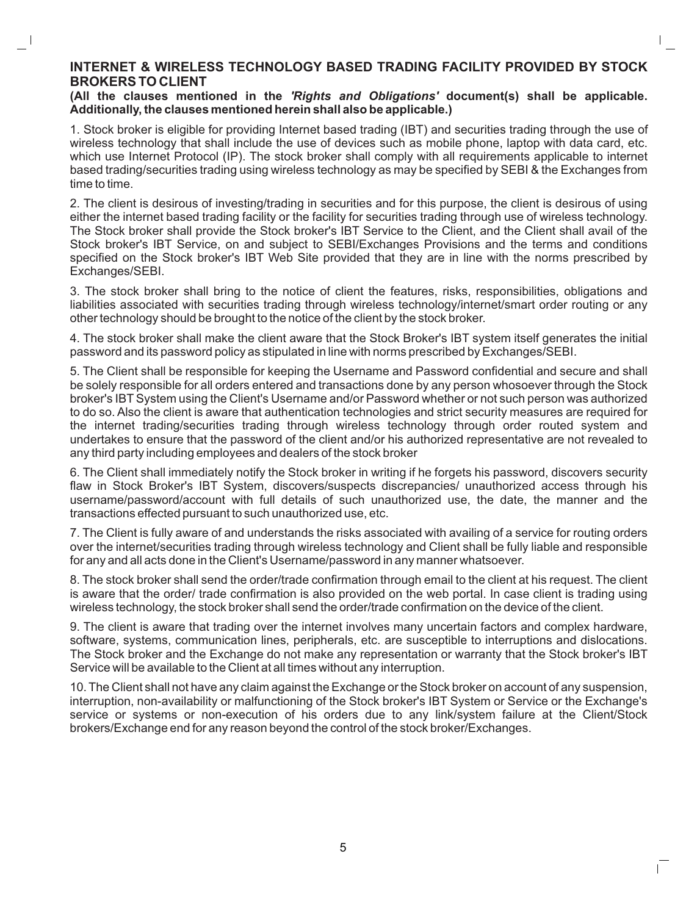## INTERNET & WIRELESS TECHNOLOGY BASED TRADING FACILITY PROVIDED BY STOCK BROKERS TO CLIENT

**(All the clauses mentioned in the *'Rights and Obligations'* document(s) shall be applicable. Additionally, the clauses mentioned herein shall also be applicable.)**

1. Stock broker is eligible for providing Internet based trading (IBT) and securities trading through the use of wireless technology that shall include the use of devices such as mobile phone, laptop with data card, etc. which use Internet Protocol (IP). The stock broker shall comply with all requirements applicable to internet based trading/securities trading using wireless technology as may be specified by SEBI & the Exchanges from time to time.

2. The client is desirous of investing/trading in securities and for this purpose, the client is desirous of using either the internet based trading facility or the facility for securities trading through use of wireless technology. The Stock broker shall provide the Stock broker's IBT Service to the Client, and the Client shall avail of the Stock broker's IBT Service, on and subject to SEBI/Exchanges Provisions and the terms and conditions specified on the Stock broker's IBT Web Site provided that they are in line with the norms prescribed by Exchanges/SEBI.

3. The stock broker shall bring to the notice of client the features, risks, responsibilities, obligations and liabilities associated with securities trading through wireless technology/internet/smart order routing or any other technology should be brought to the notice of the client by the stock broker.

4. The stock broker shall make the client aware that the Stock Broker's IBT system itself generates the initial password and its password policy as stipulated in line with norms prescribed by Exchanges/SEBI.

5. The Client shall be responsible for keeping the Username and Password confidential and secure and shall be solely responsible for all orders entered and transactions done by any person whosoever through the Stock broker's IBT System using the Client's Username and/or Password whether or not such person was authorized to do so. Also the client is aware that authentication technologies and strict security measures are required for the internet trading/securities trading through wireless technology through order routed system and undertakes to ensure that the password of the client and/or his authorized representative are not revealed to any third party including employees and dealers of the stock broker

6. The Client shall immediately notify the Stock broker in writing if he forgets his password, discovers security flaw in Stock Broker's IBT System, discovers/suspects discrepancies/ unauthorized access through his username/password/account with full details of such unauthorized use, the date, the manner and the transactions effected pursuant to such unauthorized use, etc.

7. The Client is fully aware of and understands the risks associated with availing of a service for routing orders over the internet/securities trading through wireless technology and Client shall be fully liable and responsible for any and all acts done in the Client's Username/password in any manner whatsoever.

8. The stock broker shall send the order/trade confirmation through email to the client at his request. The client is aware that the order/ trade confirmation is also provided on the web portal. In case client is trading using wireless technology, the stock broker shall send the order/trade confirmation on the device of the client.

9. The client is aware that trading over the internet involves many uncertain factors and complex hardware, software, systems, communication lines, peripherals, etc. are susceptible to interruptions and dislocations. The Stock broker and the Exchange do not make any representation or warranty that the Stock broker's IBT Service will be available to the Client at all times without any interruption.

10. The Client shall not have any claim against the Exchange or the Stock broker on account of any suspension, interruption, non-availability or malfunctioning of the Stock broker's IBT System or Service or the Exchange's service or systems or non-execution of his orders due to any link/system failure at the Client/Stock brokers/Exchange end for any reason beyond the control of the stock broker/Exchanges.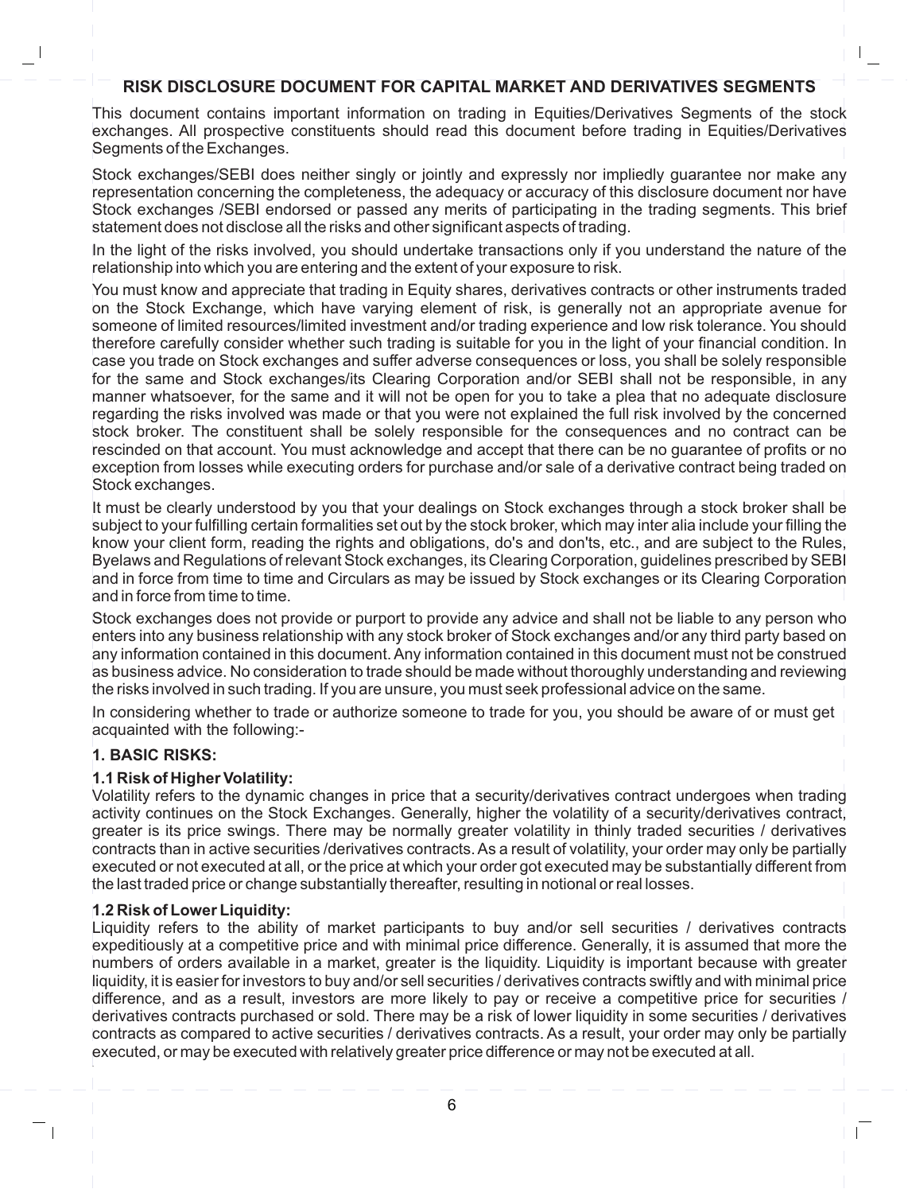## RISK DISCLOSURE DOCUMENT FOR CAPITAL MARKET AND DERIVATIVES SEGMENTS

This document contains important information on trading in Equities/Derivatives Segments of the stock exchanges. All prospective constituents should read this document before trading in Equities/Derivatives Segments of the Exchanges.

Stock exchanges/SEBI does neither singly or jointly and expressly nor impliedly guarantee nor make any representation concerning the completeness, the adequacy or accuracy of this disclosure document nor have Stock exchanges /SEBI endorsed or passed any merits of participating in the trading segments. This brief statement does not disclose all the risks and other significant aspects of trading.

In the light of the risks involved, you should undertake transactions only if you understand the nature of the relationship into which you are entering and the extent of your exposure to risk.

You must know and appreciate that trading in Equity shares, derivatives contracts or other instruments traded on the Stock Exchange, which have varying element of risk, is generally not an appropriate avenue for someone of limited resources/limited investment and/or trading experience and low risk tolerance. You should therefore carefully consider whether such trading is suitable for you in the light of your financial condition. In case you trade on Stock exchanges and suffer adverse consequences or loss, you shall be solely responsible for the same and Stock exchanges/its Clearing Corporation and/or SEBI shall not be responsible, in any manner whatsoever, for the same and it will not be open for you to take a plea that no adequate disclosure regarding the risks involved was made or that you were not explained the full risk involved by the concerned stock broker. The constituent shall be solely responsible for the consequences and no contract can be rescinded on that account. You must acknowledge and accept that there can be no guarantee of profits or no exception from losses while executing orders for purchase and/or sale of a derivative contract being traded on Stock exchanges.

It must be clearly understood by you that your dealings on Stock exchanges through a stock broker shall be subject to your fulfilling certain formalities set out by the stock broker, which may inter alia include your filling the know your client form, reading the rights and obligations, do's and don'ts, etc., and are subject to the Rules, Byelaws and Regulations of relevant Stock exchanges, its Clearing Corporation, guidelines prescribed by SEBI and in force from time to time and Circulars as may be issued by Stock exchanges or its Clearing Corporation and in force from time to time.

Stock exchanges does not provide or purport to provide any advice and shall not be liable to any person who enters into any business relationship with any stock broker of Stock exchanges and/or any third party based on any information contained in this document. Any information contained in this document must not be construed as business advice. No consideration to trade should be made without thoroughly understanding and reviewing the risks involved in such trading. If you are unsure, you must seek professional advice on the same.

In considering whether to trade or authorize someone to trade for you, you should be aware of or must get acquainted with the following:-

### 1. BASIC RISKS:

#### 1.1 Risk of Higher Volatility:

Volatility refers to the dynamic changes in price that a security/derivatives contract undergoes when trading activity continues on the Stock Exchanges. Generally, higher the volatility of a security/derivatives contract, greater is its price swings. There may be normally greater volatility in thinly traded securities / derivatives contracts than in active securities /derivatives contracts. As a result of volatility, your order may only be partially executed or not executed at all, or the price at which your order got executed may be substantially different from the last traded price or change substantially thereafter, resulting in notional or real losses.

#### 1.2 Risk of Lower Liquidity:

Liquidity refers to the ability of market participants to buy and/or sell securities / derivatives contracts expeditiously at a competitive price and with minimal price difference. Generally, it is assumed that more the numbers of orders available in a market, greater is the liquidity. Liquidity is important because with greater liquidity, it is easier for investors to buy and/or sell securities / derivatives contracts swiftly and with minimal price difference, and as a result, investors are more likely to pay or receive a competitive price for securities / derivatives contracts purchased or sold. There may be a risk of lower liquidity in some securities / derivatives contracts as compared to active securities / derivatives contracts. As a result, your order may only be partially executed, or may be executed with relatively greater price difference or may not be executed at all.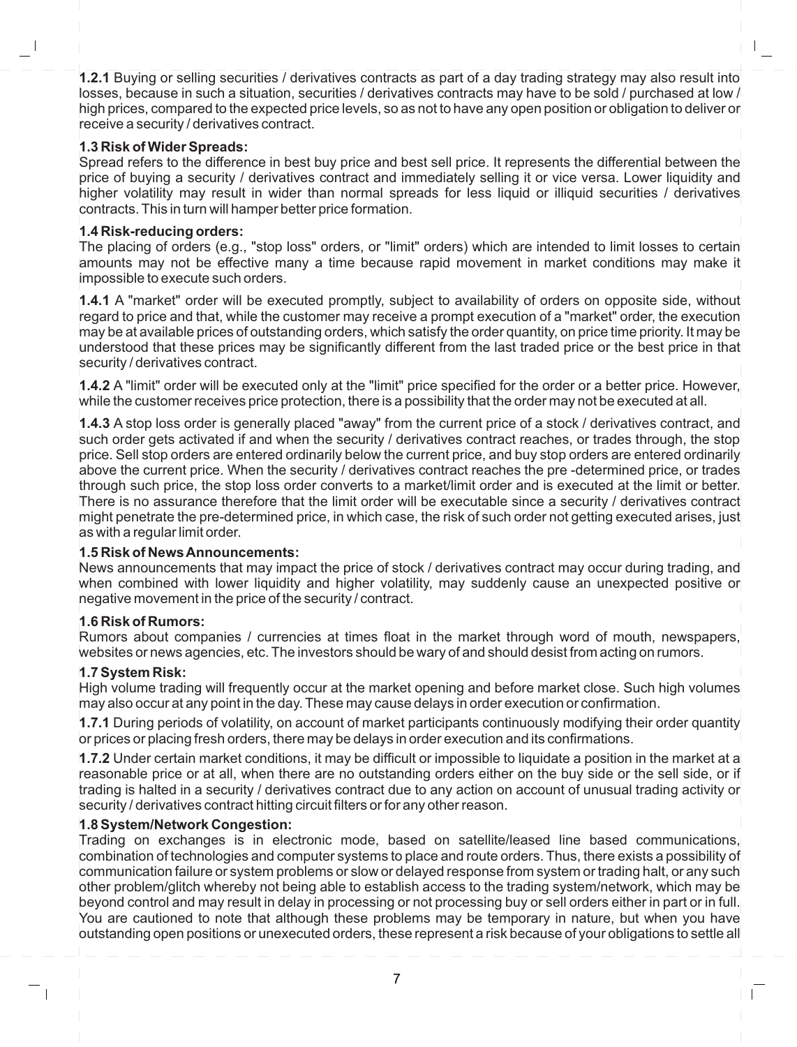**1.2.1** Buying or selling securities / derivatives contracts as part of a day trading strategy may also result into losses, because in such a situation, securities / derivatives contracts may have to be sold / purchased at low / high prices, compared to the expected price levels, so as not to have any open position or obligation to deliver or receive a security / derivatives contract.

**1.3 Risk of Wider Spreads:**

Spread refers to the difference in best buy price and best sell price. It represents the differential between the price of buying a security / derivatives contract and immediately selling it or vice versa. Lower liquidity and higher volatility may result in wider than normal spreads for less liquid or illiquid securities / derivatives contracts. This in turn will hamper better price formation.

**1.4 Risk-reducing orders:**

The placing of orders (e.g., "stop loss" orders, or "limit" orders) which are intended to limit losses to certain amounts may not be effective many a time because rapid movement in market conditions may make it impossible to execute such orders.

**1.4.1** A "market" order will be executed promptly, subject to availability of orders on opposite side, without regard to price and that, while the customer may receive a prompt execution of a "market" order, the execution may be at available prices of outstanding orders, which satisfy the order quantity, on price time priority. It may be understood that these prices may be significantly different from the last traded price or the best price in that security / derivatives contract.

**1.4.2** A "limit" order will be executed only at the "limit" price specified for the order or a better price. However, while the customer receives price protection, there is a possibility that the order may not be executed at all.

**1.4.3** A stop loss order is generally placed "away" from the current price of a stock / derivatives contract, and such order gets activated if and when the security / derivatives contract reaches, or trades through, the stop price. Sell stop orders are entered ordinarily below the current price, and buy stop orders are entered ordinarily above the current price. When the security / derivatives contract reaches the pre -determined price, or trades through such price, the stop loss order converts to a market/limit order and is executed at the limit or better. There is no assurance therefore that the limit order will be executable since a security / derivatives contract might penetrate the pre-determined price, in which case, the risk of such order not getting executed arises, just as with a regular limit order.

**1.5 Risk of News Announcements:**

News announcements that may impact the price of stock / derivatives contract may occur during trading, and when combined with lower liquidity and higher volatility, may suddenly cause an unexpected positive or negative movement in the price of the security / contract.

**1.6 Risk of Rumors:**

Rumors about companies / currencies at times float in the market through word of mouth, newspapers, websites or news agencies, etc. The investors should be wary of and should desist from acting on rumors.

**1.7 System Risk:**

High volume trading will frequently occur at the market opening and before market close. Such high volumes may also occur at any point in the day. These may cause delays in order execution or confirmation.

**1.7.1** During periods of volatility, on account of market participants continuously modifying their order quantity or prices or placing fresh orders, there may be delays in order execution and its confirmations.

**1.7.2** Under certain market conditions, it may be difficult or impossible to liquidate a position in the market at a reasonable price or at all, when there are no outstanding orders either on the buy side or the sell side, or if trading is halted in a security / derivatives contract due to any action on account of unusual trading activity or security / derivatives contract hitting circuit filters or for any other reason.

**1.8 System/Network Congestion:**

Trading on exchanges is in electronic mode, based on satellite/leased line based communications, combination of technologies and computer systems to place and route orders. Thus, there exists a possibility of communication failure or system problems or slow or delayed response from system or trading halt, or any such other problem/glitch whereby not being able to establish access to the trading system/network, which may be beyond control and may result in delay in processing or not processing buy or sell orders either in part or in full. You are cautioned to note that although these problems may be temporary in nature, but when you have outstanding open positions or unexecuted orders, these represent a risk because of your obligations to settle all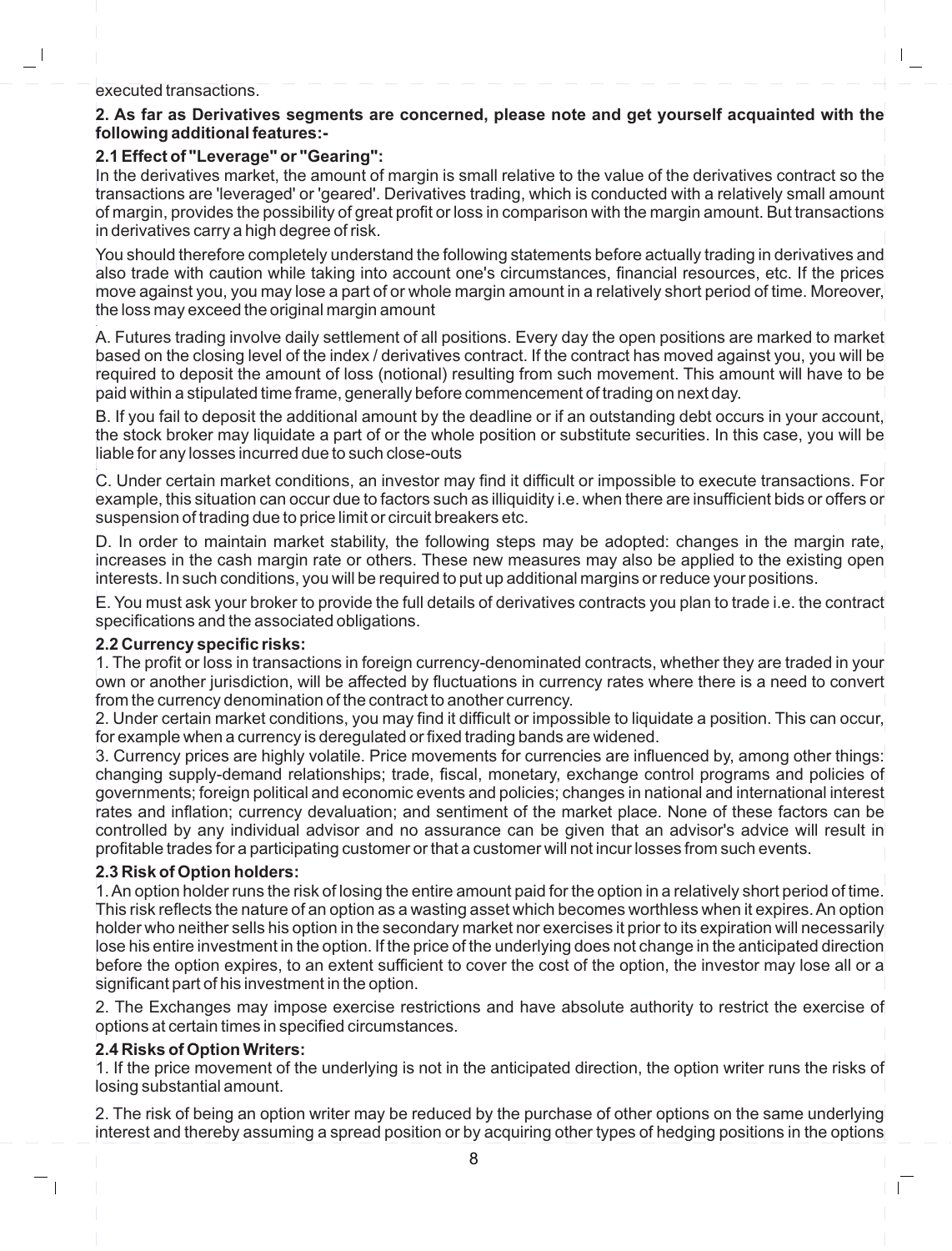executed transactions.

**2. As far as Derivatives segments are concerned, please note and get yourself acquainted with the following additional features:-**

**2.1 Effect of "Leverage" or "Gearing":**

In the derivatives market, the amount of margin is small relative to the value of the derivatives contract so the transactions are 'leveraged' or 'geared'. Derivatives trading, which is conducted with a relatively small amount of margin, provides the possibility of great profit or loss in comparison with the margin amount. But transactions in derivatives carry a high degree of risk.

You should therefore completely understand the following statements before actually trading in derivatives and also trade with caution while taking into account one's circumstances, financial resources, etc. If the prices move against you, you may lose a part of or whole margin amount in a relatively short period of time. Moreover, the loss may exceed the original margin amount

A. Futures trading involve daily settlement of all positions. Every day the open positions are marked to market based on the closing level of the index / derivatives contract. If the contract has moved against you, you will be required to deposit the amount of loss (notional) resulting from such movement. This amount will have to be paid within a stipulated time frame, generally before commencement of trading on next day.

B. If you fail to deposit the additional amount by the deadline or if an outstanding debt occurs in your account, the stock broker may liquidate a part of or the whole position or substitute securities. In this case, you will be liable for any losses incurred due to such close-outs

C. Under certain market conditions, an investor may find it difficult or impossible to execute transactions. For example, this situation can occur due to factors such as illiquidity i.e. when there are insufficient bids or offers or suspension of trading due to price limit or circuit breakers etc.

D. In order to maintain market stability, the following steps may be adopted: changes in the margin rate, increases in the cash margin rate or others. These new measures may also be applied to the existing open interests. In such conditions, you will be required to put up additional margins or reduce your positions.

E. You must ask your broker to provide the full details of derivatives contracts you plan to trade i.e. the contract specifications and the associated obligations.

**2.2 Currency specific risks:**

1. The profit or loss in transactions in foreign currency-denominated contracts, whether they are traded in your own or another jurisdiction, will be affected by fluctuations in currency rates where there is a need to convert from the currency denomination of the contract to another currency.

2. Under certain market conditions, you may find it difficult or impossible to liquidate a position. This can occur, for example when a currency is deregulated or fixed trading bands are widened.

3. Currency prices are highly volatile. Price movements for currencies are influenced by, among other things: changing supply-demand relationships; trade, fiscal, monetary, exchange control programs and policies of governments; foreign political and economic events and policies; changes in national and international interest rates and inflation; currency devaluation; and sentiment of the market place. None of these factors can be controlled by any individual advisor and no assurance can be given that an advisor's advice will result in profitable trades for a participating customer or that a customer will not incur losses from such events.

**2.3 Risk of Option holders:**

1. An option holder runs the risk of losing the entire amount paid for the option in a relatively short period of time. This risk reflects the nature of an option as a wasting asset which becomes worthless when it expires. An option holder who neither sells his option in the secondary market nor exercises it prior to its expiration will necessarily lose his entire investment in the option. If the price of the underlying does not change in the anticipated direction before the option expires, to an extent sufficient to cover the cost of the option, the investor may lose all or a significant part of his investment in the option.

2. The Exchanges may impose exercise restrictions and have absolute authority to restrict the exercise of options at certain times in specified circumstances.

**2.4 Risks of Option Writers:**

1. If the price movement of the underlying is not in the anticipated direction, the option writer runs the risks of losing substantial amount.

2. The risk of being an option writer may be reduced by the purchase of other options on the same underlying interest and thereby assuming a spread position or by acquiring other types of hedging positions in the options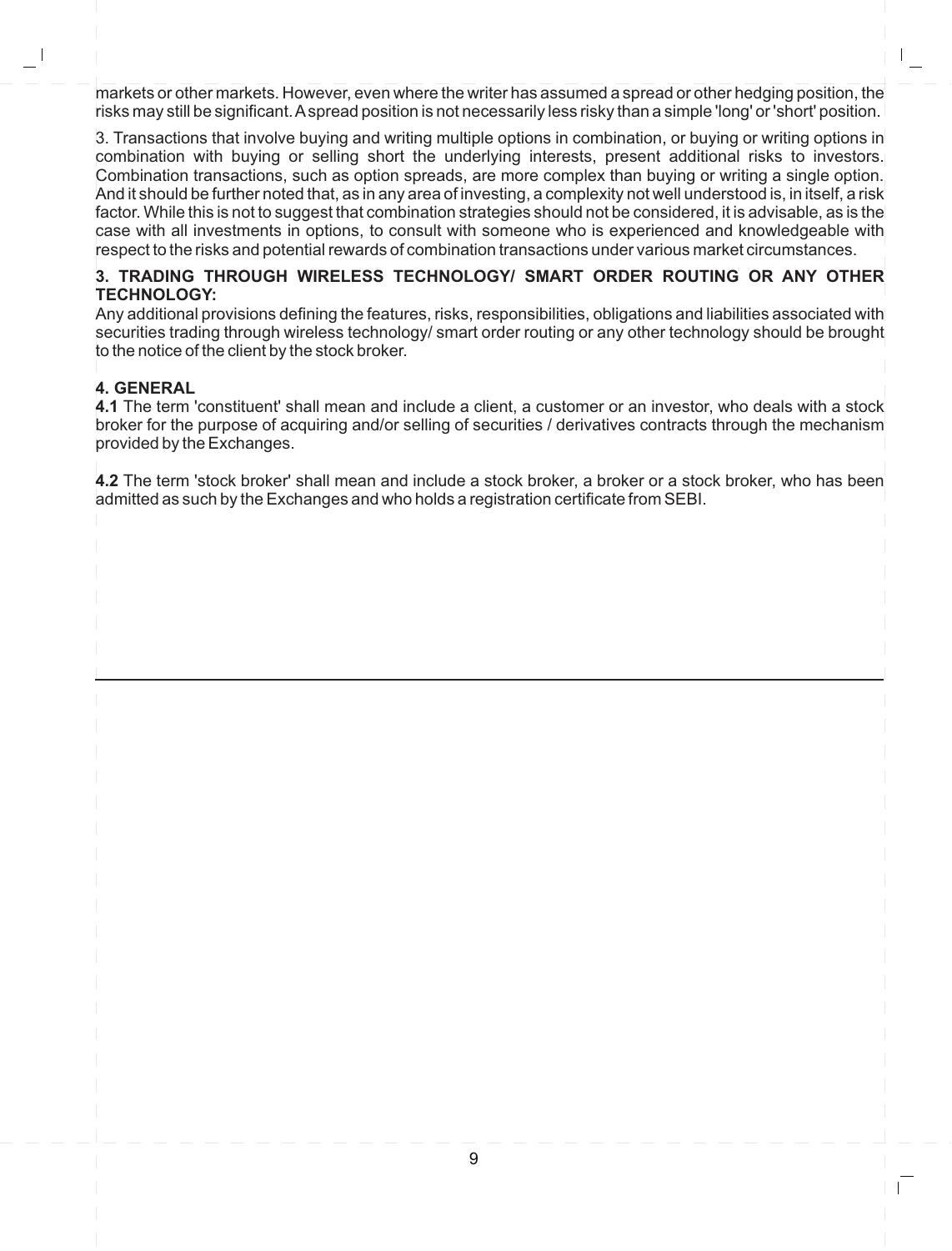markets or other markets. However, even where the writer has assumed a spread or other hedging position, the risks may still be significant. A spread position is not necessarily less risky than a simple 'long' or 'short' position.

3. Transactions that involve buying and writing multiple options in combination, or buying or writing options in combination with buying or selling short the underlying interests, present additional risks to investors. Combination transactions, such as option spreads, are more complex than buying or writing a single option. And it should be further noted that, as in any area of investing, a complexity not well understood is, in itself, a risk factor. While this is not to suggest that combination strategies should not be considered, it is advisable, as is the case with all investments in options, to consult with someone who is experienced and knowledgeable with respect to the risks and potential rewards of combination transactions under various market circumstances.

**3. TRADING THROUGH WIRELESS TECHNOLOGY/ SMART ORDER ROUTING OR ANY OTHER TECHNOLOGY:**

Any additional provisions defining the features, risks, responsibilities, obligations and liabilities associated with securities trading through wireless technology/ smart order routing or any other technology should be brought to the notice of the client by the stock broker.

**4. GENERAL**

**4.1** The term 'constituent' shall mean and include a client, a customer or an investor, who deals with a stock broker for the purpose of acquiring and/or selling of securities / derivatives contracts through the mechanism provided by the Exchanges.

**4.2** The term 'stock broker' shall mean and include a stock broker, a broker or a stock broker, who has been admitted as such by the Exchanges and who holds a registration certificate from SEBI.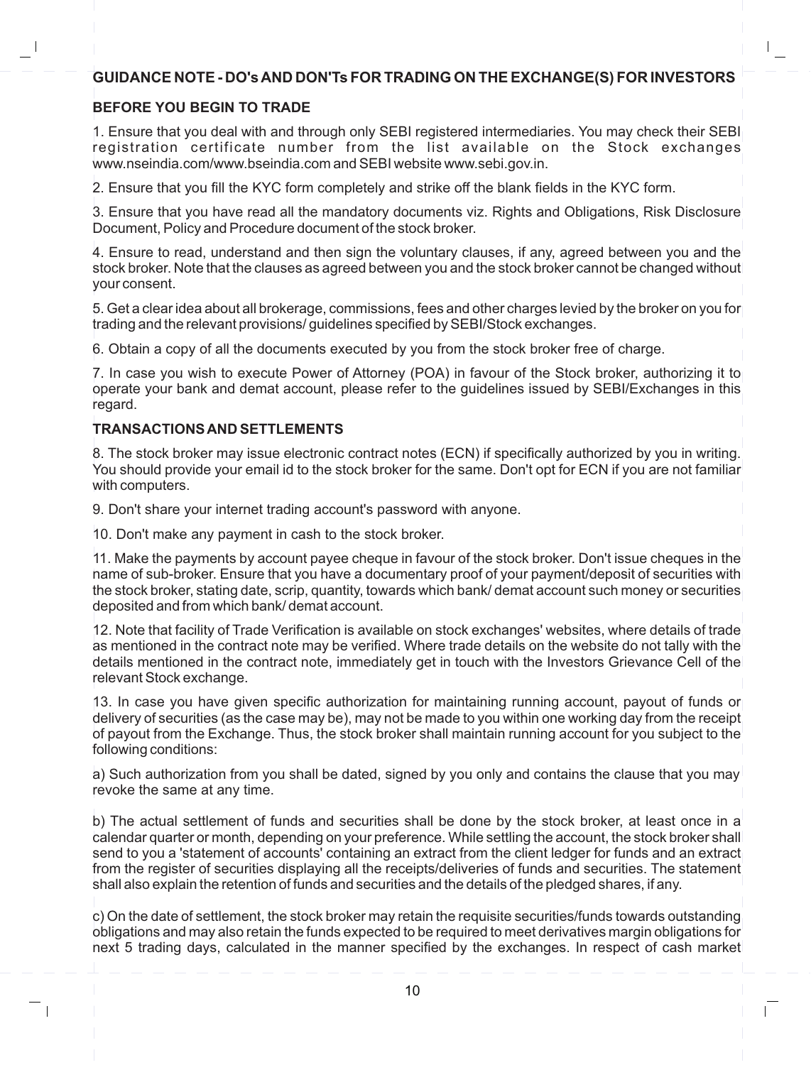## GUIDANCE NOTE - DO's AND DON'Ts FOR TRADING ON THE EXCHANGE(S) FOR INVESTORS

### BEFORE YOU BEGIN TO TRADE

1. Ensure that you deal with and through only SEBI registered intermediaries. You may check their SEBI registration certificate number from the list available on the Stock exchanges www.nseindia.com/www.bseindia.com and SEBI website www.sebi.gov.in.

2. Ensure that you fill the KYC form completely and strike off the blank fields in the KYC form.

3. Ensure that you have read all the mandatory documents viz. Rights and Obligations, Risk Disclosure Document, Policy and Procedure document of the stock broker.

4. Ensure to read, understand and then sign the voluntary clauses, if any, agreed between you and the stock broker. Note that the clauses as agreed between you and the stock broker cannot be changed without your consent.

5. Get a clear idea about all brokerage, commissions, fees and other charges levied by the broker on you for trading and the relevant provisions/ guidelines specified by SEBI/Stock exchanges.

6. Obtain a copy of all the documents executed by you from the stock broker free of charge.

7. In case you wish to execute Power of Attorney (POA) in favour of the Stock broker, authorizing it to operate your bank and demat account, please refer to the guidelines issued by SEBI/Exchanges in this regard.

### TRANSACTIONS AND SETTLEMENTS

8. The stock broker may issue electronic contract notes (ECN) if specifically authorized by you in writing. You should provide your email id to the stock broker for the same. Don't opt for ECN if you are not familiar with computers.

9. Don't share your internet trading account's password with anyone.

10. Don't make any payment in cash to the stock broker.

11. Make the payments by account payee cheque in favour of the stock broker. Don't issue cheques in the name of sub-broker. Ensure that you have a documentary proof of your payment/deposit of securities with the stock broker, stating date, scrip, quantity, towards which bank/ demat account such money or securities deposited and from which bank/ demat account.

12. Note that facility of Trade Verification is available on stock exchanges' websites, where details of trade as mentioned in the contract note may be verified. Where trade details on the website do not tally with the details mentioned in the contract note, immediately get in touch with the Investors Grievance Cell of the relevant Stock exchange.

13. In case you have given specific authorization for maintaining running account, payout of funds or delivery of securities (as the case may be), may not be made to you within one working day from the receipt of payout from the Exchange. Thus, the stock broker shall maintain running account for you subject to the following conditions:

a) Such authorization from you shall be dated, signed by you only and contains the clause that you may revoke the same at any time.

b) The actual settlement of funds and securities shall be done by the stock broker, at least once in a calendar quarter or month, depending on your preference. While settling the account, the stock broker shall send to you a 'statement of accounts' containing an extract from the client ledger for funds and an extract from the register of securities displaying all the receipts/deliveries of funds and securities. The statement shall also explain the retention of funds and securities and the details of the pledged shares, if any.

c) On the date of settlement, the stock broker may retain the requisite securities/funds towards outstanding obligations and may also retain the funds expected to be required to meet derivatives margin obligations for next 5 trading days, calculated in the manner specified by the exchanges. In respect of cash market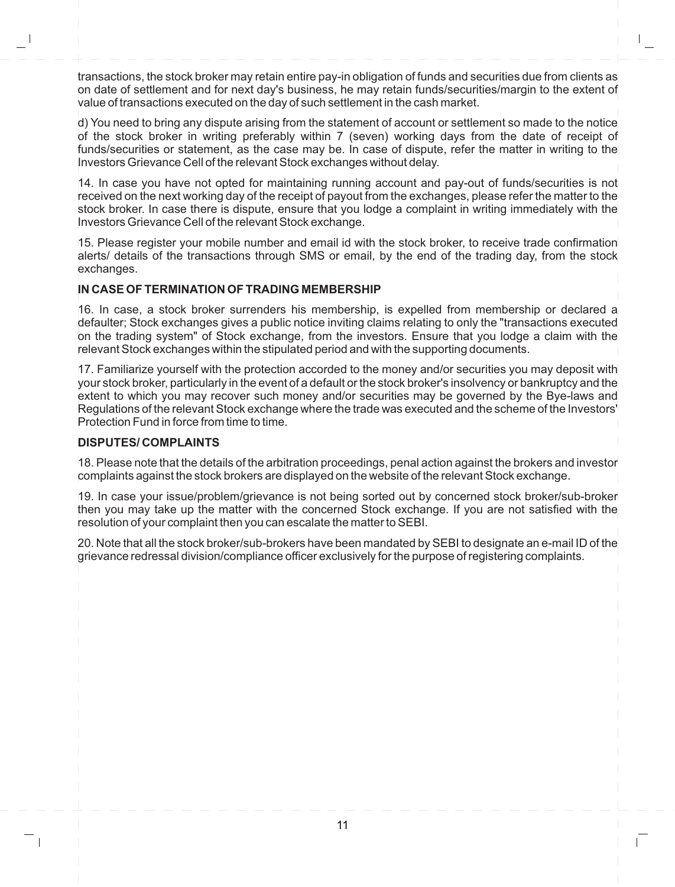transactions, the stock broker may retain entire pay-in obligation of funds and securities due from clients as on date of settlement and for next day's business, he may retain funds/securities/margin to the extent of value of transactions executed on the day of such settlement in the cash market.

d) You need to bring any dispute arising from the statement of account or settlement so made to the notice of the stock broker in writing preferably within 7 (seven) working days from the date of receipt of funds/securities or statement, as the case may be. In case of dispute, refer the matter in writing to the Investors Grievance Cell of the relevant Stock exchanges without delay.

14. In case you have not opted for maintaining running account and pay-out of funds/securities is not received on the next working day of the receipt of payout from the exchanges, please refer the matter to the stock broker. In case there is dispute, ensure that you lodge a complaint in writing immediately with the Investors Grievance Cell of the relevant Stock exchange.

15. Please register your mobile number and email id with the stock broker, to receive trade confirmation alerts/ details of the transactions through SMS or email, by the end of the trading day, from the stock exchanges.

**IN CASE OF TERMINATION OF TRADING MEMBERSHIP**

16. In case, a stock broker surrenders his membership, is expelled from membership or declared a defaulter; Stock exchanges gives a public notice inviting claims relating to only the "transactions executed on the trading system" of Stock exchange, from the investors. Ensure that you lodge a claim with the relevant Stock exchanges within the stipulated period and with the supporting documents.

17. Familiarize yourself with the protection accorded to the money and/or securities you may deposit with your stock broker, particularly in the event of a default or the stock broker's insolvency or bankruptcy and the extent to which you may recover such money and/or securities may be governed by the Bye-laws and Regulations of the relevant Stock exchange where the trade was executed and the scheme of the Investors' Protection Fund in force from time to time.

**DISPUTES/ COMPLAINTS**

18. Please note that the details of the arbitration proceedings, penal action against the brokers and investor complaints against the stock brokers are displayed on the website of the relevant Stock exchange.

19. In case your issue/problem/grievance is not being sorted out by concerned stock broker/sub-broker then you may take up the matter with the concerned Stock exchange. If you are not satisfied with the resolution of your complaint then you can escalate the matter to SEBI.

20. Note that all the stock broker/sub-brokers have been mandated by SEBI to designate an e-mail ID of the grievance redressal division/compliance officer exclusively for the purpose of registering complaints.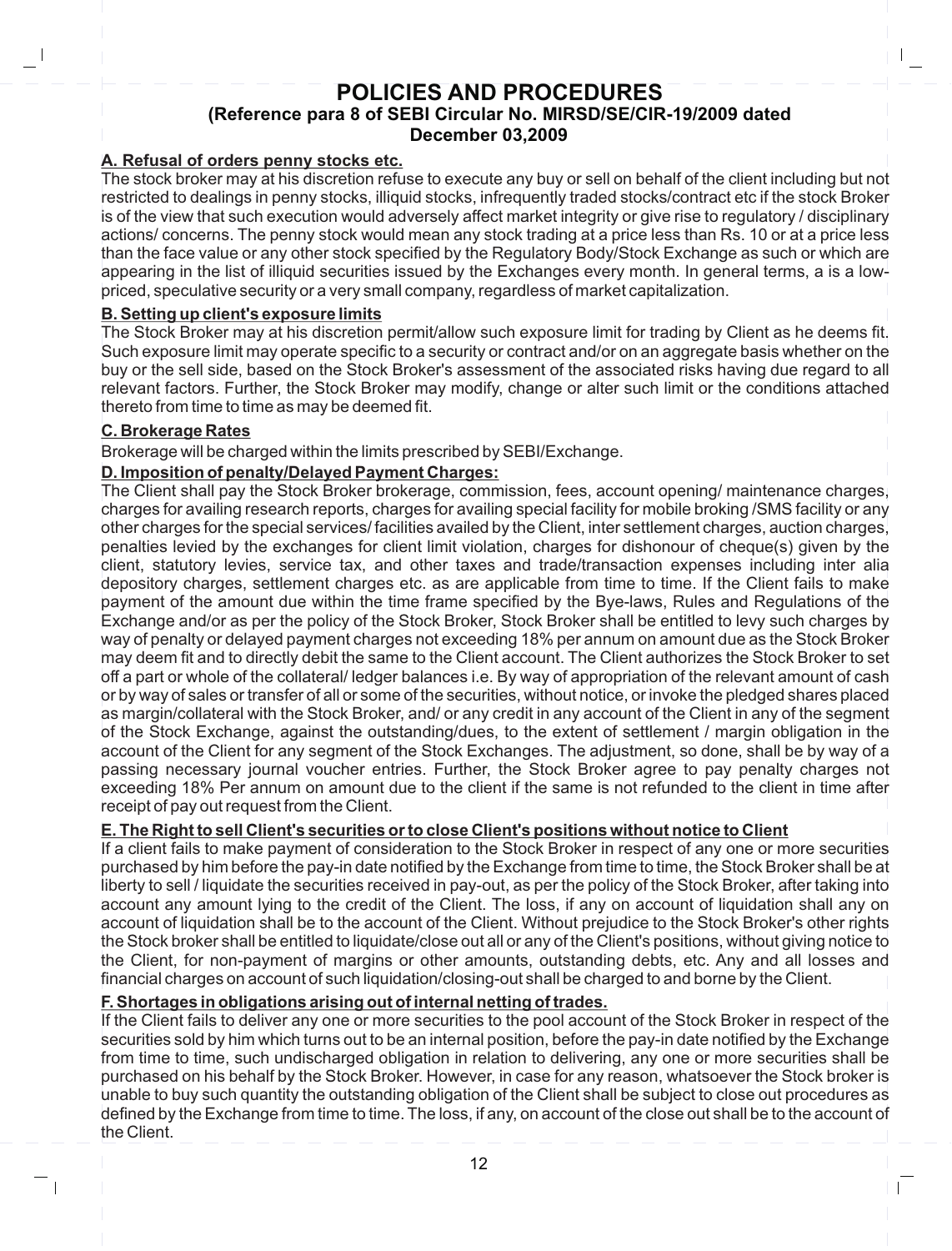# POLICIES AND PROCEDURES

## (Reference para 8 of SEBI Circular No. MIRSD/SE/CIR-19/2009 dated December 03,2009

### A. Refusal of orders penny stocks etc.

The stock broker may at his discretion refuse to execute any buy or sell on behalf of the client including but not restricted to dealings in penny stocks, illiquid stocks, infrequently traded stocks/contract etc if the stock Broker is of the view that such execution would adversely affect market integrity or give rise to regulatory / disciplinary actions/ concerns. The penny stock would mean any stock trading at a price less than Rs. 10 or at a price less than the face value or any other stock specified by the Regulatory Body/Stock Exchange as such or which are appearing in the list of illiquid securities issued by the Exchanges every month. In general terms, a is a low-priced, speculative security or a very small company, regardless of market capitalization.

### B. Setting up client's exposure limits

The Stock Broker may at his discretion permit/allow such exposure limit for trading by Client as he deems fit. Such exposure limit may operate specific to a security or contract and/or on an aggregate basis whether on the buy or the sell side, based on the Stock Broker's assessment of the associated risks having due regard to all relevant factors. Further, the Stock Broker may modify, change or alter such limit or the conditions attached thereto from time to time as may be deemed fit.

### C. Brokerage Rates

Brokerage will be charged within the limits prescribed by SEBI/Exchange.

### D. Imposition of penalty/Delayed Payment Charges:

The Client shall pay the Stock Broker brokerage, commission, fees, account opening/ maintenance charges, charges for availing research reports, charges for availing special facility for mobile broking /SMS facility or any other charges for the special services/ facilities availed by the Client, inter settlement charges, auction charges, penalties levied by the exchanges for client limit violation, charges for dishonour of cheque(s) given by the client, statutory levies, service tax, and other taxes and trade/transaction expenses including inter alia depository charges, settlement charges etc. as are applicable from time to time. If the Client fails to make payment of the amount due within the time frame specified by the Bye-laws, Rules and Regulations of the Exchange and/or as per the policy of the Stock Broker, Stock Broker shall be entitled to levy such charges by way of penalty or delayed payment charges not exceeding 18% per annum on amount due as the Stock Broker may deem fit and to directly debit the same to the Client account. The Client authorizes the Stock Broker to set off a part or whole of the collateral/ ledger balances i.e. By way of appropriation of the relevant amount of cash or by way of sales or transfer of all or some of the securities, without notice, or invoke the pledged shares placed as margin/collateral with the Stock Broker, and/ or any credit in any account of the Client in any of the segment of the Stock Exchange, against the outstanding/dues, to the extent of settlement / margin obligation in the account of the Client for any segment of the Stock Exchanges. The adjustment, so done, shall be by way of a passing necessary journal voucher entries. Further, the Stock Broker agree to pay penalty charges not exceeding 18% Per annum on amount due to the client if the same is not refunded to the client in time after receipt of pay out request from the Client.

### E. The Right to sell Client's securities or to close Client's positions without notice to Client

If a client fails to make payment of consideration to the Stock Broker in respect of any one or more securities purchased by him before the pay-in date notified by the Exchange from time to time, the Stock Broker shall be at liberty to sell / liquidate the securities received in pay-out, as per the policy of the Stock Broker, after taking into account any amount lying to the credit of the Client. The loss, if any on account of liquidation shall any on account of liquidation shall be to the account of the Client. Without prejudice to the Stock Broker's other rights the Stock broker shall be entitled to liquidate/close out all or any of the Client's positions, without giving notice to the Client, for non-payment of margins or other amounts, outstanding debts, etc. Any and all losses and financial charges on account of such liquidation/closing-out shall be charged to and borne by the Client.

### F. Shortages in obligations arising out of internal netting of trades.

If the Client fails to deliver any one or more securities to the pool account of the Stock Broker in respect of the securities sold by him which turns out to be an internal position, before the pay-in date notified by the Exchange from time to time, such undischarged obligation in relation to delivering, any one or more securities shall be purchased on his behalf by the Stock Broker. However, in case for any reason, whatsoever the Stock broker is unable to buy such quantity the outstanding obligation of the Client shall be subject to close out procedures as defined by the Exchange from time to time. The loss, if any, on account of the close out shall be to the account of the Client.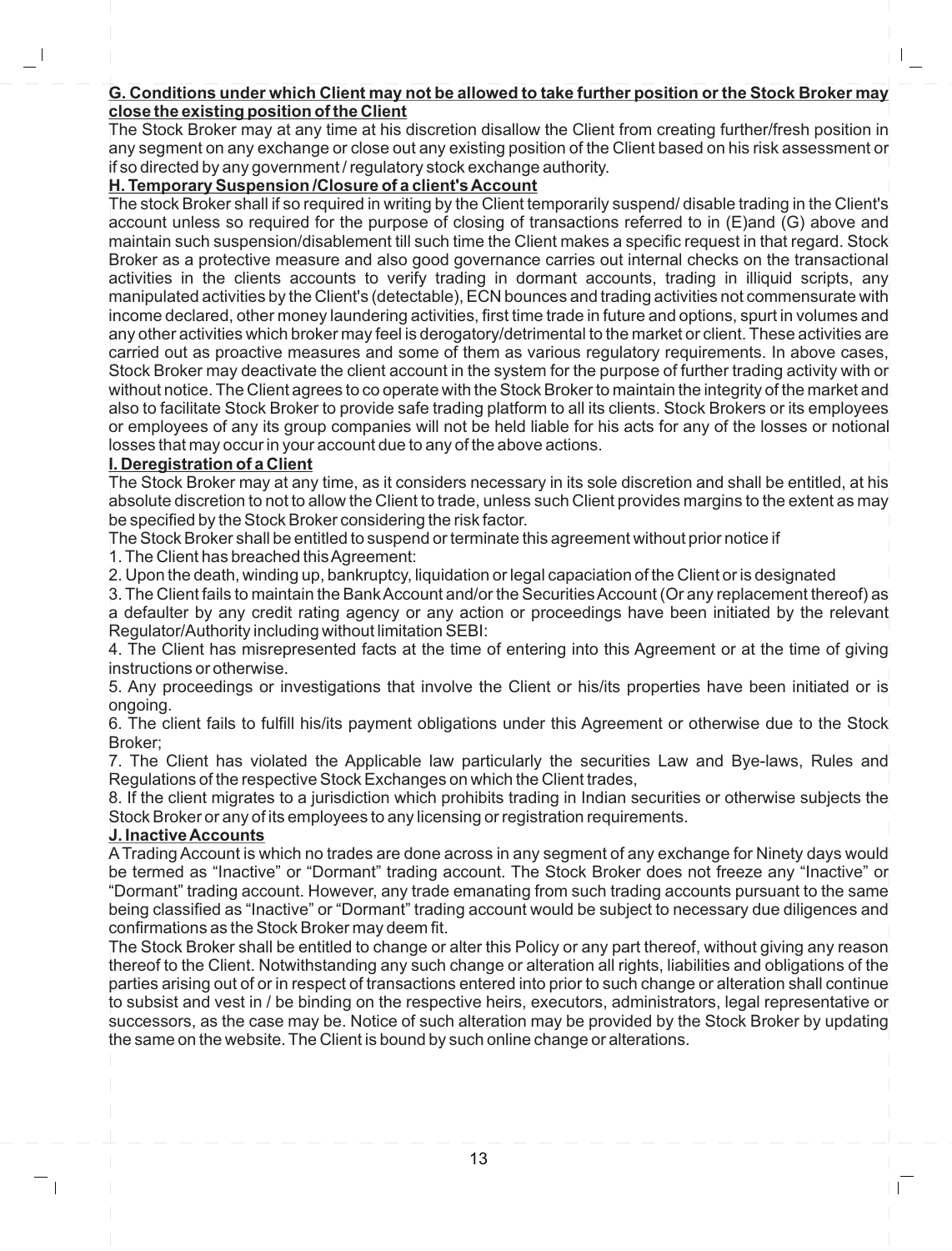**G. Conditions under which Client may not be allowed to take further position or the Stock Broker may close the existing position of the Client**

The Stock Broker may at any time at his discretion disallow the Client from creating further/fresh position in any segment on any exchange or close out any existing position of the Client based on his risk assessment or if so directed by any government / regulatory stock exchange authority.

**H. Temporary Suspension /Closure of a client's Account**

The stock Broker shall if so required in writing by the Client temporarily suspend/ disable trading in the Client's account unless so required for the purpose of closing of transactions referred to in (E)and (G) above and maintain such suspension/disablement till such time the Client makes a specific request in that regard. Stock Broker as a protective measure and also good governance carries out internal checks on the transactional activities in the clients accounts to verify trading in dormant accounts, trading in illiquid scripts, any manipulated activities by the Client's (detectable), ECN bounces and trading activities not commensurate with income declared, other money laundering activities, first time trade in future and options, spurt in volumes and any other activities which broker may feel is derogatory/detrimental to the market or client. These activities are carried out as proactive measures and some of them as various regulatory requirements. In above cases, Stock Broker may deactivate the client account in the system for the purpose of further trading activity with or without notice. The Client agrees to co operate with the Stock Broker to maintain the integrity of the market and also to facilitate Stock Broker to provide safe trading platform to all its clients. Stock Brokers or its employees or employees of any its group companies will not be held liable for his acts for any of the losses or notional losses that may occur in your account due to any of the above actions.

**I. Deregistration of a Client**

The Stock Broker may at any time, as it considers necessary in its sole discretion and shall be entitled, at his absolute discretion to not to allow the Client to trade, unless such Client provides margins to the extent as may be specified by the Stock Broker considering the risk factor.

The Stock Broker shall be entitled to suspend or terminate this agreement without prior notice if

1. The Client has breached this Agreement:
2. Upon the death, winding up, bankruptcy, liquidation or legal capaciation of the Client or is designated
3. The Client fails to maintain the Bank Account and/or the Securities Account (Or any replacement thereof) as a defaulter by any credit rating agency or any action or proceedings have been initiated by the relevant Regulator/Authority including without limitation SEBI:
4. The Client has misrepresented facts at the time of entering into this Agreement or at the time of giving instructions or otherwise.
5. Any proceedings or investigations that involve the Client or his/its properties have been initiated or is ongoing.
6. The client fails to fulfill his/its payment obligations under this Agreement or otherwise due to the Stock Broker;
7. The Client has violated the Applicable law particularly the securities Law and Bye-laws, Rules and Regulations of the respective Stock Exchanges on which the Client trades,
8. If the client migrates to a jurisdiction which prohibits trading in Indian securities or otherwise subjects the Stock Broker or any of its employees to any licensing or registration requirements.

**J. Inactive Accounts**

A Trading Account is which no trades are done across in any segment of any exchange for Ninety days would be termed as "Inactive" or "Dormant" trading account. The Stock Broker does not freeze any "Inactive" or "Dormant" trading account. However, any trade emanating from such trading accounts pursuant to the same being classified as "Inactive" or "Dormant" trading account would be subject to necessary due diligences and confirmations as the Stock Broker may deem fit.

The Stock Broker shall be entitled to change or alter this Policy or any part thereof, without giving any reason thereof to the Client. Notwithstanding any such change or alteration all rights, liabilities and obligations of the parties arising out of or in respect of transactions entered into prior to such change or alteration shall continue to subsist and vest in / be binding on the respective heirs, executors, administrators, legal representative or successors, as the case may be. Notice of such alteration may be provided by the Stock Broker by updating the same on the website. The Client is bound by such online change or alterations.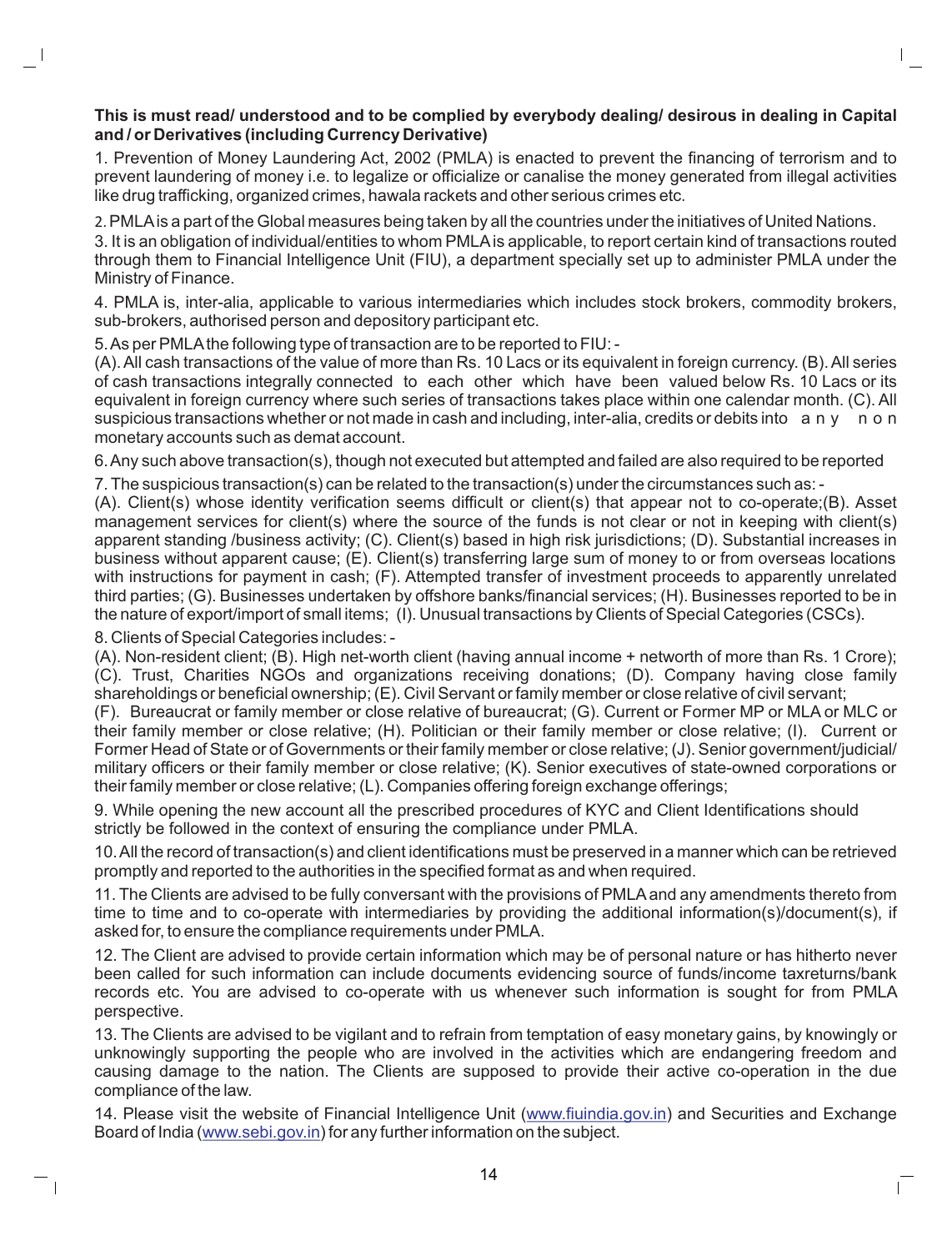**This is must read/ understood and to be complied by everybody dealing/ desirous in dealing in Capital and / or Derivatives (including Currency Derivative)**

1. Prevention of Money Laundering Act, 2002 (PMLA) is enacted to prevent the financing of terrorism and to prevent laundering of money i.e. to legalize or officialize or canalise the money generated from illegal activities like drug trafficking, organized crimes, hawala rackets and other serious crimes etc.

2. PMLA is a part of the Global measures being taken by all the countries under the initiatives of United Nations.

3. It is an obligation of individual/entities to whom PMLA is applicable, to report certain kind of transactions routed through them to Financial Intelligence Unit (FIU), a department specially set up to administer PMLA under the Ministry of Finance.

4. PMLA is, inter-alia, applicable to various intermediaries which includes stock brokers, commodity brokers, sub-brokers, authorised person and depository participant etc.

5. As per PMLA the following type of transaction are to be reported to FIU: -
(A). All cash transactions of the value of more than Rs. 10 Lacs or its equivalent in foreign currency. (B). All series of cash transactions integrally connected to each other which have been valued below Rs. 10 Lacs or its equivalent in foreign currency where such series of transactions takes place within one calendar month. (C). All suspicious transactions whether or not made in cash and including, inter-alia, credits or debits into any non monetary accounts such as demat account.

6. Any such above transaction(s), though not executed but attempted and failed are also required to be reported

7. The suspicious transaction(s) can be related to the transaction(s) under the circumstances such as: -
(A). Client(s) whose identity verification seems difficult or client(s) that appear not to co-operate;(B). Asset management services for client(s) where the source of the funds is not clear or not in keeping with client(s) apparent standing /business activity; (C). Client(s) based in high risk jurisdictions; (D). Substantial increases in business without apparent cause; (E). Client(s) transferring large sum of money to or from overseas locations with instructions for payment in cash; (F). Attempted transfer of investment proceeds to apparently unrelated third parties; (G). Businesses undertaken by offshore banks/financial services; (H). Businesses reported to be in the nature of export/import of small items; (I). Unusual transactions by Clients of Special Categories (CSCs).

8. Clients of Special Categories includes: -
(A). Non-resident client; (B). High net-worth client (having annual income + networth of more than Rs. 1 Crore); (C). Trust, Charities NGOs and organizations receiving donations; (D). Company having close family shareholdings or beneficial ownership; (E). Civil Servant or family member or close relative of civil servant;
(F). Bureaucrat or family member or close relative of bureaucrat; (G). Current or Former MP or MLA or MLC or their family member or close relative; (H). Politician or their family member or close relative; (I). Current or Former Head of State or of Governments or their family member or close relative; (J). Senior government/judicial/ military officers or their family member or close relative; (K). Senior executives of state-owned corporations or their family member or close relative; (L). Companies offering foreign exchange offerings;

9. While opening the new account all the prescribed procedures of KYC and Client Identifications should strictly be followed in the context of ensuring the compliance under PMLA.

10. All the record of transaction(s) and client identifications must be preserved in a manner which can be retrieved promptly and reported to the authorities in the specified format as and when required.

11. The Clients are advised to be fully conversant with the provisions of PMLA and any amendments thereto from time to time and to co-operate with intermediaries by providing the additional information(s)/document(s), if asked for, to ensure the compliance requirements under PMLA.

12. The Client are advised to provide certain information which may be of personal nature or has hitherto never been called for such information can include documents evidencing source of funds/income taxreturns/bank records etc. You are advised to co-operate with us whenever such information is sought for from PMLA perspective.

13. The Clients are advised to be vigilant and to refrain from temptation of easy monetary gains, by knowingly or unknowingly supporting the people who are involved in the activities which are endangering freedom and causing damage to the nation. The Clients are supposed to provide their active co-operation in the due compliance of the law.

14. Please visit the website of Financial Intelligence Unit (www.fiuindia.gov.in) and Securities and Exchange Board of India (www.sebi.gov.in) for any further information on the subject.